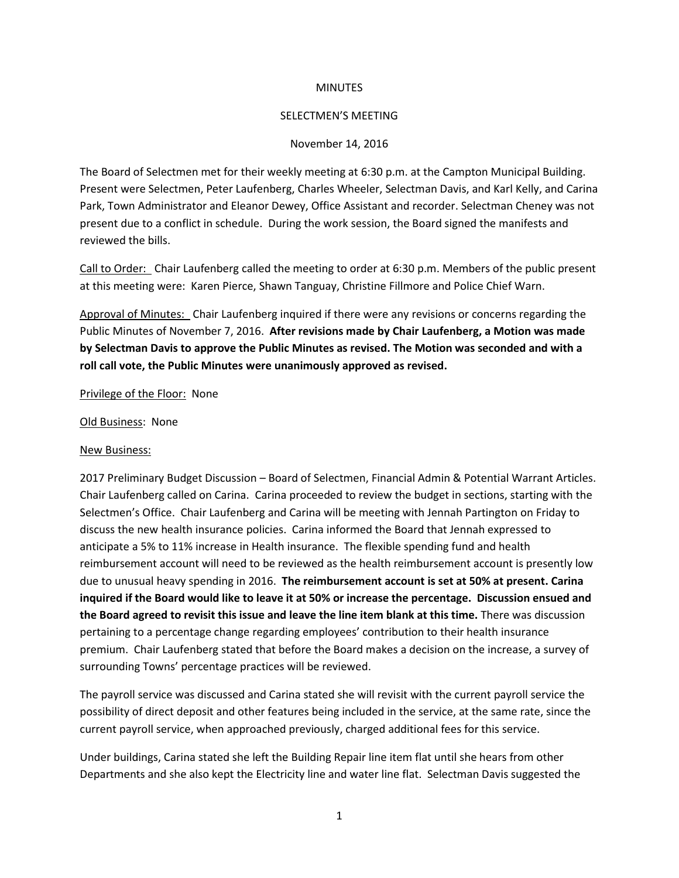MINUTES

SELECTMEN'S MEETING

November 14, 2016

The Board of Selectmen met for their weekly meeting at 6:30 p.m. at the Campton Municipal Building. Present were Selectmen, Peter Laufenberg, Charles Wheeler, Selectman Davis, and Karl Kelly, and Carina Park, Town Administrator and Eleanor Dewey, Office Assistant and recorder. Selectman Cheney was not present due to a conflict in schedule. During the work session, the Board signed the manifests and reviewed the bills.

Call to Order: Chair Laufenberg called the meeting to order at 6:30 p.m. Members of the public present at this meeting were: Karen Pierce, Shawn Tanguay, Christine Fillmore and Police Chief Warn.

Approval of Minutes: Chair Laufenberg inquired if there were any revisions or concerns regarding the Public Minutes of November 7, 2016. **After revisions made by Chair Laufenberg, a Motion was made by Selectman Davis to approve the Public Minutes as revised. The Motion was seconded and with a roll call vote, the Public Minutes were unanimously approved as revised.**

Privilege of the Floor: None

Old Business: None

New Business:

2017 Preliminary Budget Discussion – Board of Selectmen, Financial Admin & Potential Warrant Articles. Chair Laufenberg called on Carina. Carina proceeded to review the budget in sections, starting with the Selectmen's Office. Chair Laufenberg and Carina will be meeting with Jennah Partington on Friday to discuss the new health insurance policies. Carina informed the Board that Jennah expressed to anticipate a 5% to 11% increase in Health insurance. The flexible spending fund and health reimbursement account will need to be reviewed as the health reimbursement account is presently low due to unusual heavy spending in 2016. **The reimbursement account is set at 50% at present. Carina inquired if the Board would like to leave it at 50% or increase the percentage. Discussion ensued and the Board agreed to revisit this issue and leave the line item blank at this time.** There was discussion pertaining to a percentage change regarding employees' contribution to their health insurance premium. Chair Laufenberg stated that before the Board makes a decision on the increase, a survey of surrounding Towns' percentage practices will be reviewed.

The payroll service was discussed and Carina stated she will revisit with the current payroll service the possibility of direct deposit and other features being included in the service, at the same rate, since the current payroll service, when approached previously, charged additional fees for this service.

Under buildings, Carina stated she left the Building Repair line item flat until she hears from other Departments and she also kept the Electricity line and water line flat. Selectman Davis suggested the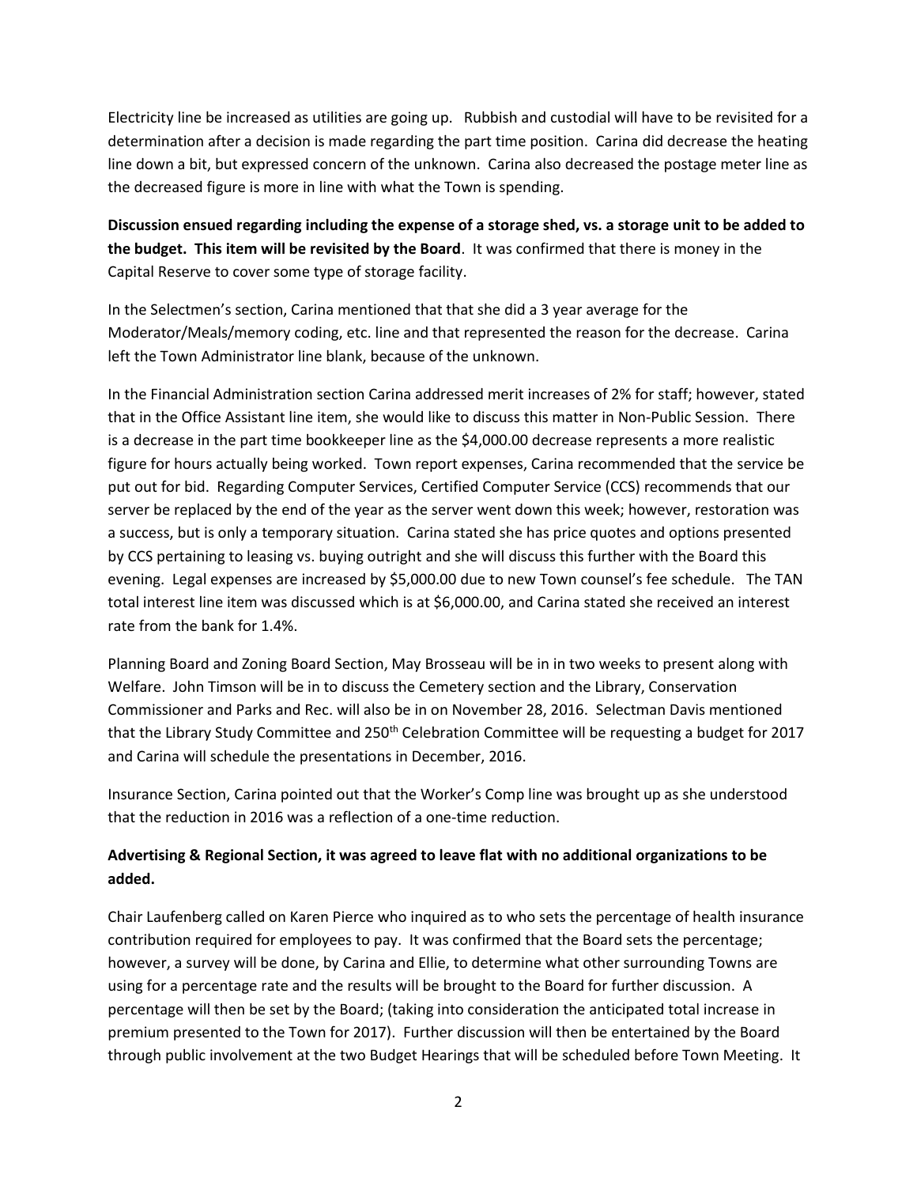Electricity line be increased as utilities are going up. Rubbish and custodial will have to be revisited for a determination after a decision is made regarding the part time position. Carina did decrease the heating line down a bit, but expressed concern of the unknown. Carina also decreased the postage meter line as the decreased figure is more in line with what the Town is spending.

**Discussion ensued regarding including the expense of a storage shed, vs. a storage unit to be added to the budget. This item will be revisited by the Board**. It was confirmed that there is money in the Capital Reserve to cover some type of storage facility.

In the Selectmen's section, Carina mentioned that that she did a 3 year average for the Moderator/Meals/memory coding, etc. line and that represented the reason for the decrease. Carina left the Town Administrator line blank, because of the unknown.

In the Financial Administration section Carina addressed merit increases of 2% for staff; however, stated that in the Office Assistant line item, she would like to discuss this matter in Non-Public Session. There is a decrease in the part time bookkeeper line as the $4,000.00 decrease represents a more realistic figure for hours actually being worked. Town report expenses, Carina recommended that the service be put out for bid. Regarding Computer Services, Certified Computer Service (CCS) recommends that our server be replaced by the end of the year as the server went down this week; however, restoration was a success, but is only a temporary situation. Carina stated she has price quotes and options presented by CCS pertaining to leasing vs. buying outright and she will discuss this further with the Board this evening. Legal expenses are increased by $5,000.00 due to new Town counsel's fee schedule. The TAN total interest line item was discussed which is at $6,000.00, and Carina stated she received an interest rate from the bank for 1.4%.

Planning Board and Zoning Board Section, May Brosseau will be in in two weeks to present along with Welfare. John Timson will be in to discuss the Cemetery section and the Library, Conservation Commissioner and Parks and Rec. will also be in on November 28, 2016. Selectman Davis mentioned that the Library Study Committee and 250th Celebration Committee will be requesting a budget for 2017 and Carina will schedule the presentations in December, 2016.

Insurance Section, Carina pointed out that the Worker's Comp line was brought up as she understood that the reduction in 2016 was a reflection of a one-time reduction.

**Advertising & Regional Section, it was agreed to leave flat with no additional organizations to be added.**

Chair Laufenberg called on Karen Pierce who inquired as to who sets the percentage of health insurance contribution required for employees to pay. It was confirmed that the Board sets the percentage; however, a survey will be done, by Carina and Ellie, to determine what other surrounding Towns are using for a percentage rate and the results will be brought to the Board for further discussion. A percentage will then be set by the Board; (taking into consideration the anticipated total increase in premium presented to the Town for 2017). Further discussion will then be entertained by the Board through public involvement at the two Budget Hearings that will be scheduled before Town Meeting. It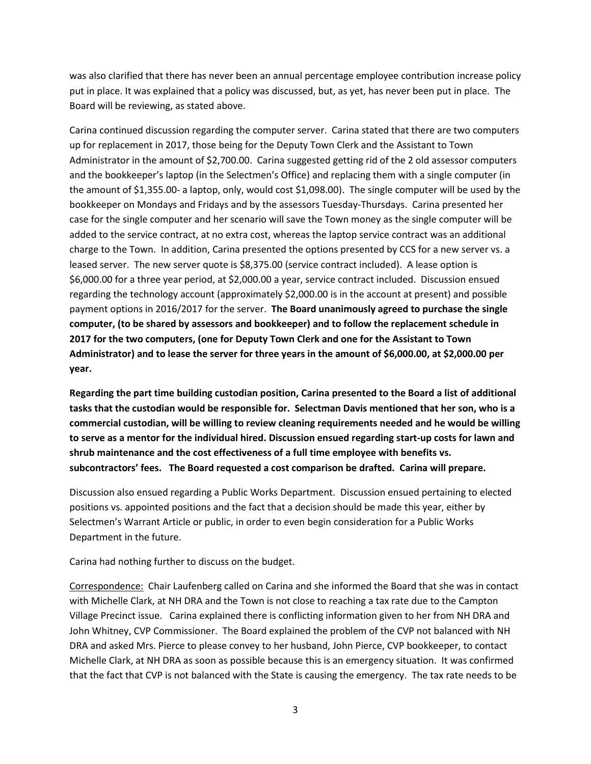was also clarified that there has never been an annual percentage employee contribution increase policy put in place. It was explained that a policy was discussed, but, as yet, has never been put in place. The Board will be reviewing, as stated above.

Carina continued discussion regarding the computer server. Carina stated that there are two computers up for replacement in 2017, those being for the Deputy Town Clerk and the Assistant to Town Administrator in the amount of $2,700.00. Carina suggested getting rid of the 2 old assessor computers and the bookkeeper's laptop (in the Selectmen's Office) and replacing them with a single computer (in the amount of $1,355.00- a laptop, only, would cost $1,098.00). The single computer will be used by the bookkeeper on Mondays and Fridays and by the assessors Tuesday-Thursdays. Carina presented her case for the single computer and her scenario will save the Town money as the single computer will be added to the service contract, at no extra cost, whereas the laptop service contract was an additional charge to the Town. In addition, Carina presented the options presented by CCS for a new server vs. a leased server. The new server quote is $8,375.00 (service contract included). A lease option is $6,000.00 for a three year period, at $2,000.00 a year, service contract included. Discussion ensued regarding the technology account (approximately $2,000.00 is in the account at present) and possible payment options in 2016/2017 for the server. **The Board unanimously agreed to purchase the single computer, (to be shared by assessors and bookkeeper) and to follow the replacement schedule in 2017 for the two computers, (one for Deputy Town Clerk and one for the Assistant to Town Administrator) and to lease the server for three years in the amount of $6,000.00, at $2,000.00 per year.**

**Regarding the part time building custodian position, Carina presented to the Board a list of additional tasks that the custodian would be responsible for. Selectman Davis mentioned that her son, who is a commercial custodian, will be willing to review cleaning requirements needed and he would be willing to serve as a mentor for the individual hired. Discussion ensued regarding start-up costs for lawn and shrub maintenance and the cost effectiveness of a full time employee with benefits vs. subcontractors' fees. The Board requested a cost comparison be drafted. Carina will prepare.**

Discussion also ensued regarding a Public Works Department. Discussion ensued pertaining to elected positions vs. appointed positions and the fact that a decision should be made this year, either by Selectmen's Warrant Article or public, in order to even begin consideration for a Public Works Department in the future.

Carina had nothing further to discuss on the budget.

Correspondence: Chair Laufenberg called on Carina and she informed the Board that she was in contact with Michelle Clark, at NH DRA and the Town is not close to reaching a tax rate due to the Campton Village Precinct issue. Carina explained there is conflicting information given to her from NH DRA and John Whitney, CVP Commissioner. The Board explained the problem of the CVP not balanced with NH DRA and asked Mrs. Pierce to please convey to her husband, John Pierce, CVP bookkeeper, to contact Michelle Clark, at NH DRA as soon as possible because this is an emergency situation. It was confirmed that the fact that CVP is not balanced with the State is causing the emergency. The tax rate needs to be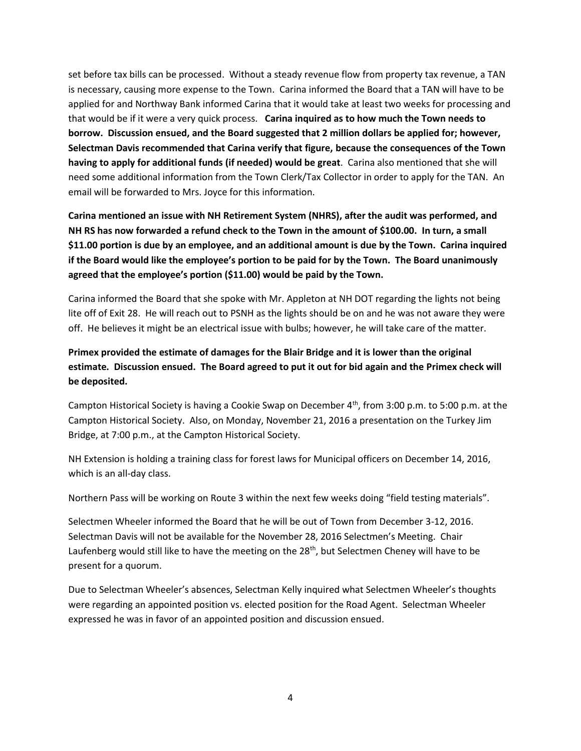set before tax bills can be processed. Without a steady revenue flow from property tax revenue, a TAN is necessary, causing more expense to the Town. Carina informed the Board that a TAN will have to be applied for and Northway Bank informed Carina that it would take at least two weeks for processing and that would be if it were a very quick process. **Carina inquired as to how much the Town needs to borrow. Discussion ensued, and the Board suggested that 2 million dollars be applied for; however, Selectman Davis recommended that Carina verify that figure, because the consequences of the Town having to apply for additional funds (if needed) would be great**. Carina also mentioned that she will need some additional information from the Town Clerk/Tax Collector in order to apply for the TAN. An email will be forwarded to Mrs. Joyce for this information.

**Carina mentioned an issue with NH Retirement System (NHRS), after the audit was performed, and NH RS has now forwarded a refund check to the Town in the amount of $100.00. In turn, a small $11.00 portion is due by an employee, and an additional amount is due by the Town. Carina inquired if the Board would like the employee's portion to be paid for by the Town. The Board unanimously agreed that the employee's portion ($11.00) would be paid by the Town.**

Carina informed the Board that she spoke with Mr. Appleton at NH DOT regarding the lights not being lite off of Exit 28. He will reach out to PSNH as the lights should be on and he was not aware they were off. He believes it might be an electrical issue with bulbs; however, he will take care of the matter.

**Primex provided the estimate of damages for the Blair Bridge and it is lower than the original estimate. Discussion ensued. The Board agreed to put it out for bid again and the Primex check will be deposited.**

Campton Historical Society is having a Cookie Swap on December 4th, from 3:00 p.m. to 5:00 p.m. at the Campton Historical Society. Also, on Monday, November 21, 2016 a presentation on the Turkey Jim Bridge, at 7:00 p.m., at the Campton Historical Society.

NH Extension is holding a training class for forest laws for Municipal officers on December 14, 2016, which is an all-day class.

Northern Pass will be working on Route 3 within the next few weeks doing "field testing materials".

Selectmen Wheeler informed the Board that he will be out of Town from December 3-12, 2016. Selectman Davis will not be available for the November 28, 2016 Selectmen's Meeting. Chair Laufenberg would still like to have the meeting on the 28th, but Selectmen Cheney will have to be present for a quorum.

Due to Selectman Wheeler's absences, Selectman Kelly inquired what Selectmen Wheeler's thoughts were regarding an appointed position vs. elected position for the Road Agent. Selectman Wheeler expressed he was in favor of an appointed position and discussion ensued.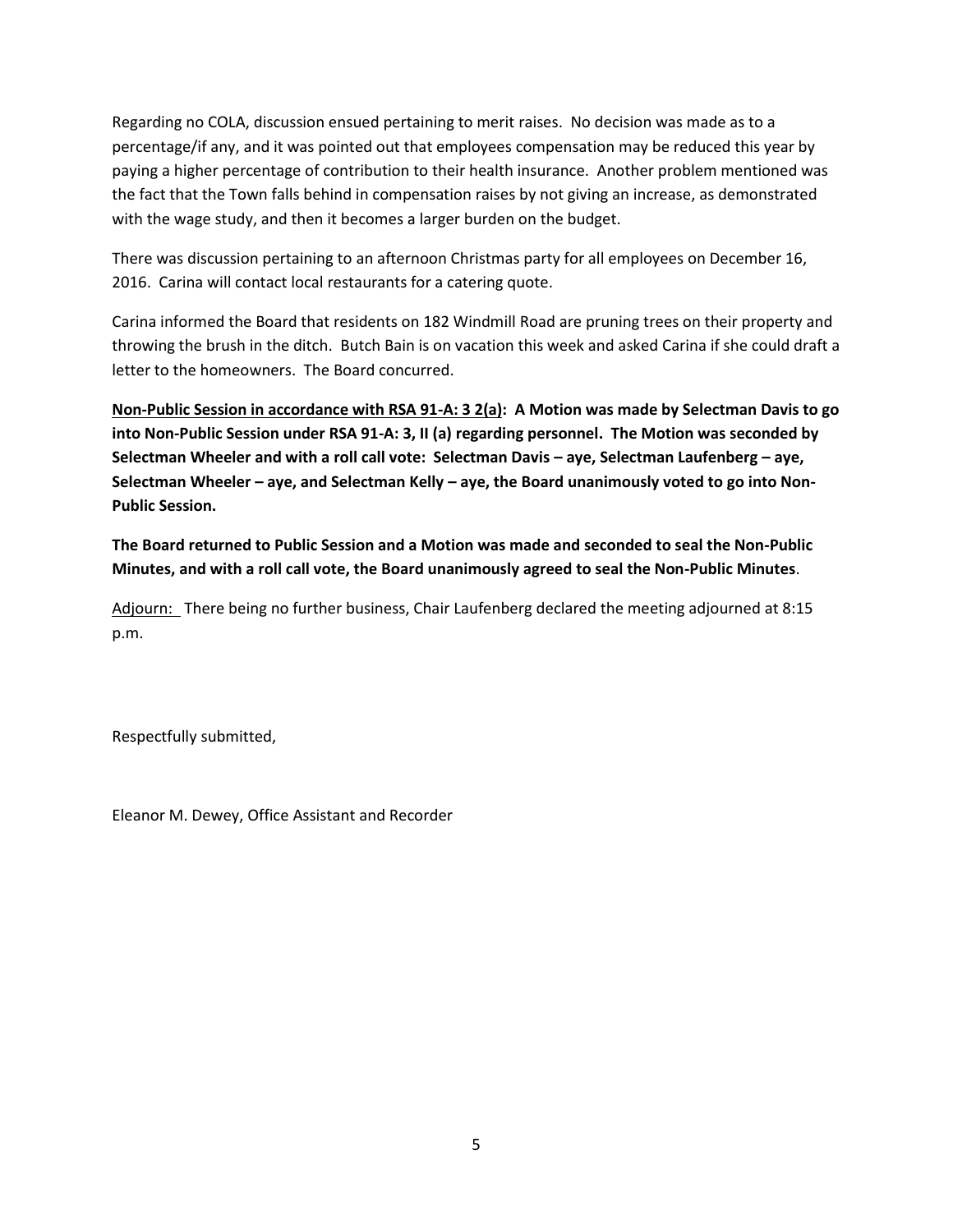Regarding no COLA, discussion ensued pertaining to merit raises. No decision was made as to a percentage/if any, and it was pointed out that employees compensation may be reduced this year by paying a higher percentage of contribution to their health insurance. Another problem mentioned was the fact that the Town falls behind in compensation raises by not giving an increase, as demonstrated with the wage study, and then it becomes a larger burden on the budget.

There was discussion pertaining to an afternoon Christmas party for all employees on December 16, 2016. Carina will contact local restaurants for a catering quote.

Carina informed the Board that residents on 182 Windmill Road are pruning trees on their property and throwing the brush in the ditch. Butch Bain is on vacation this week and asked Carina if she could draft a letter to the homeowners. The Board concurred.

**<u>Non-Public Session in accordance with RSA 91-A: 3 2(a)</u>: A Motion was made by Selectman Davis to go into Non-Public Session under RSA 91-A: 3, II (a) regarding personnel. The Motion was seconded by Selectman Wheeler and with a roll call vote: Selectman Davis – aye, Selectman Laufenberg – aye, Selectman Wheeler – aye, and Selectman Kelly – aye, the Board unanimously voted to go into Non-Public Session.**

**The Board returned to Public Session and a Motion was made and seconded to seal the Non-Public Minutes, and with a roll call vote, the Board unanimously agreed to seal the Non-Public Minutes**.

<u>Adjourn:</u> There being no further business, Chair Laufenberg declared the meeting adjourned at 8:15 p.m.

Respectfully submitted,

Eleanor M. Dewey, Office Assistant and Recorder